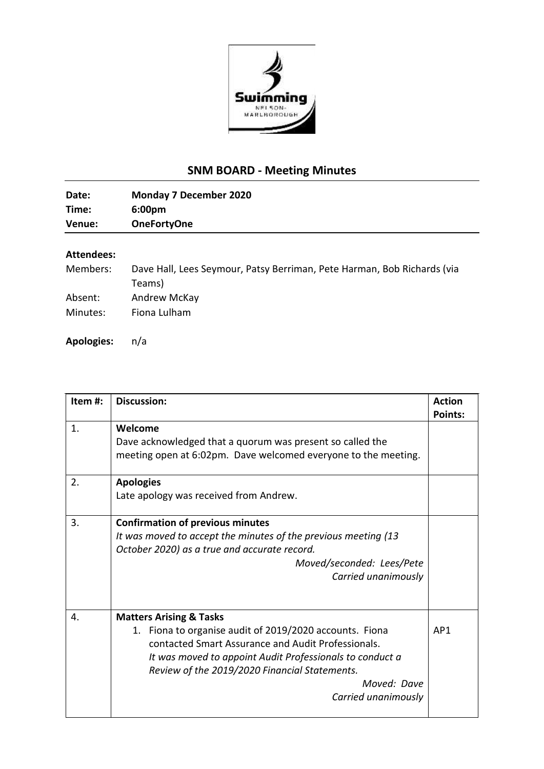# SNM BOARD - Meeting Minutes

**Date:** Monday 7 December 2020
**Time:** 6:00pm
**Venue:** OneFortyOne

**Attendees:**

Members: Dave Hall, Lees Seymour, Patsy Berriman, Pete Harman, Bob Richards (via Teams)
Absent: Andrew McKay
Minutes: Fiona Lulham

**Apologies:** n/a

| Item #: | Discussion: | Action Points: |
|---|---|---|
| 1. | **Welcome**<br>Dave acknowledged that a quorum was present so called the meeting open at 6:02pm. Dave welcomed everyone to the meeting. | |
| 2. | **Apologies**<br>Late apology was received from Andrew. | |
| 3. | **Confirmation of previous minutes**<br>*It was moved to accept the minutes of the previous meeting (13 October 2020) as a true and accurate record.*<br>*Moved/seconded: Lees/Pete*<br>*Carried unanimously* | |
| 4. | **Matters Arising & Tasks**<br>1. Fiona to organise audit of 2019/2020 accounts. Fiona contacted Smart Assurance and Audit Professionals.<br>*It was moved to appoint Audit Professionals to conduct a Review of the 2019/2020 Financial Statements.*<br>*Moved: Dave*<br>*Carried unanimously* | AP1 |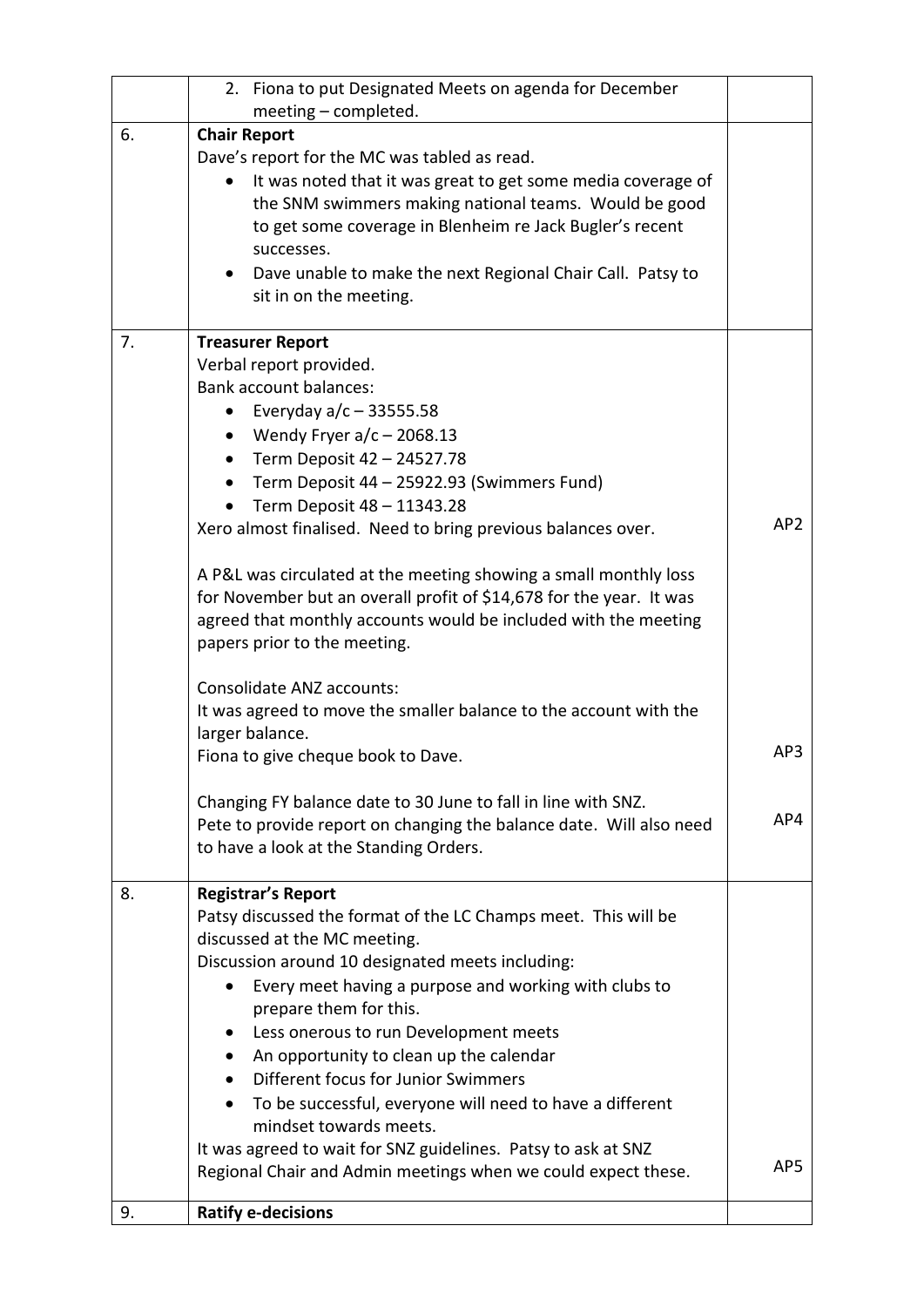|  |  |  |
|---|---|---|
|  | 2. Fiona to put Designated Meets on agenda for December meeting – completed. |  |
| 6. | **Chair Report**<br>Dave's report for the MC was tabled as read.<br>• It was noted that it was great to get some media coverage of the SNM swimmers making national teams. Would be good to get some coverage in Blenheim re Jack Bugler's recent successes.<br>• Dave unable to make the next Regional Chair Call. Patsy to sit in on the meeting. |  |
| 7. | **Treasurer Report**<br>Verbal report provided.<br>Bank account balances:<br>• Everyday a/c – 33555.58<br>• Wendy Fryer a/c – 2068.13<br>• Term Deposit 42 – 24527.78<br>• Term Deposit 44 – 25922.93 (Swimmers Fund)<br>• Term Deposit 48 – 11343.28<br>Xero almost finalised. Need to bring previous balances over.<br><br>A P&L was circulated at the meeting showing a small monthly loss for November but an overall profit of $14,678 for the year. It was agreed that monthly accounts would be included with the meeting papers prior to the meeting.<br><br>Consolidate ANZ accounts:<br>It was agreed to move the smaller balance to the account with the larger balance.<br>Fiona to give cheque book to Dave.<br><br>Changing FY balance date to 30 June to fall in line with SNZ.<br>Pete to provide report on changing the balance date. Will also need to have a look at the Standing Orders. | AP2<br><br>AP3<br><br>AP4 |
| 8. | **Registrar's Report**<br>Patsy discussed the format of the LC Champs meet. This will be discussed at the MC meeting.<br>Discussion around 10 designated meets including:<br>• Every meet having a purpose and working with clubs to prepare them for this.<br>• Less onerous to run Development meets<br>• An opportunity to clean up the calendar<br>• Different focus for Junior Swimmers<br>• To be successful, everyone will need to have a different mindset towards meets.<br>It was agreed to wait for SNZ guidelines. Patsy to ask at SNZ Regional Chair and Admin meetings when we could expect these. | AP5 |
| 9. | **Ratify e-decisions** |  |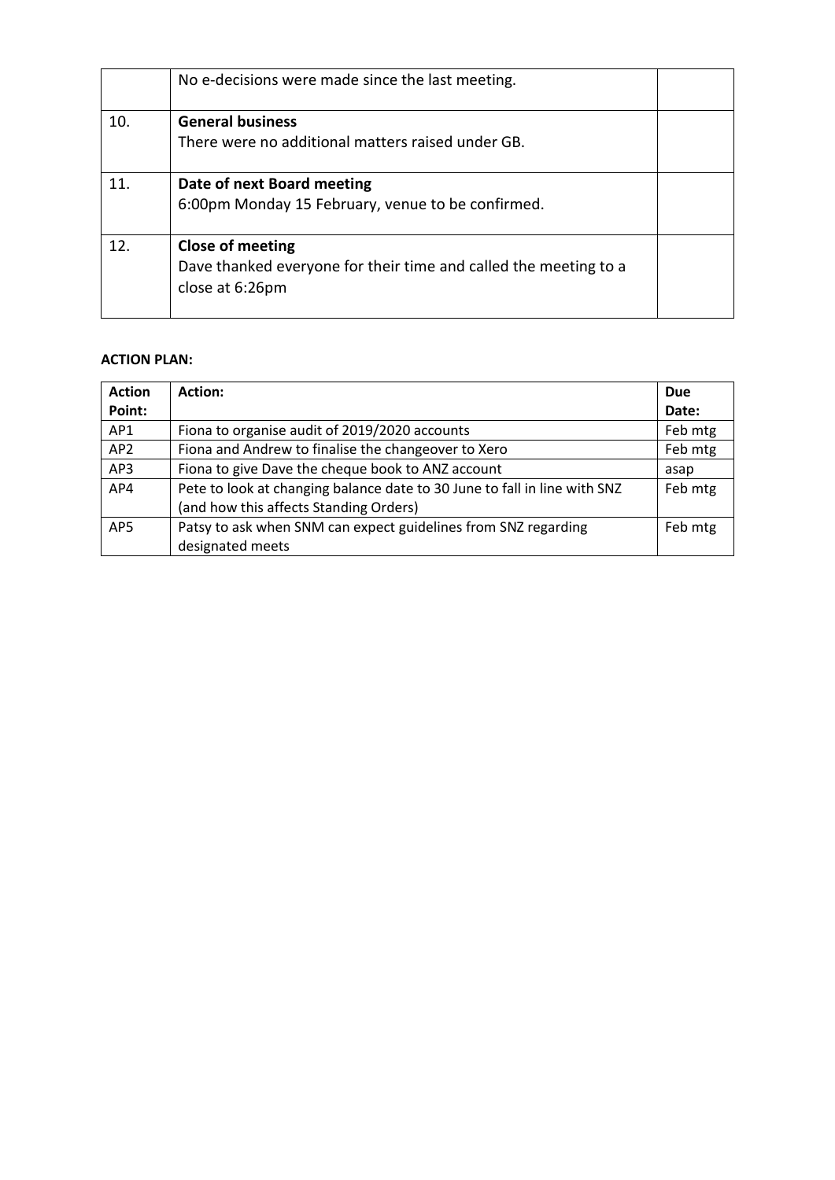| | | |
|---|---|---|
| | No e-decisions were made since the last meeting. | |
| 10. | **General business**<br>There were no additional matters raised under GB. | |
| 11. | **Date of next Board meeting**<br>6:00pm Monday 15 February, venue to be confirmed. | |
| 12. | **Close of meeting**<br>Dave thanked everyone for their time and called the meeting to a close at 6:26pm | |

**ACTION PLAN:**

| **Action Point:** | **Action:** | **Due Date:** |
|---|---|---|
| AP1 | Fiona to organise audit of 2019/2020 accounts | Feb mtg |
| AP2 | Fiona and Andrew to finalise the changeover to Xero | Feb mtg |
| AP3 | Fiona to give Dave the cheque book to ANZ account | asap |
| AP4 | Pete to look at changing balance date to 30 June to fall in line with SNZ (and how this affects Standing Orders) | Feb mtg |
| AP5 | Patsy to ask when SNM can expect guidelines from SNZ regarding designated meets | Feb mtg |